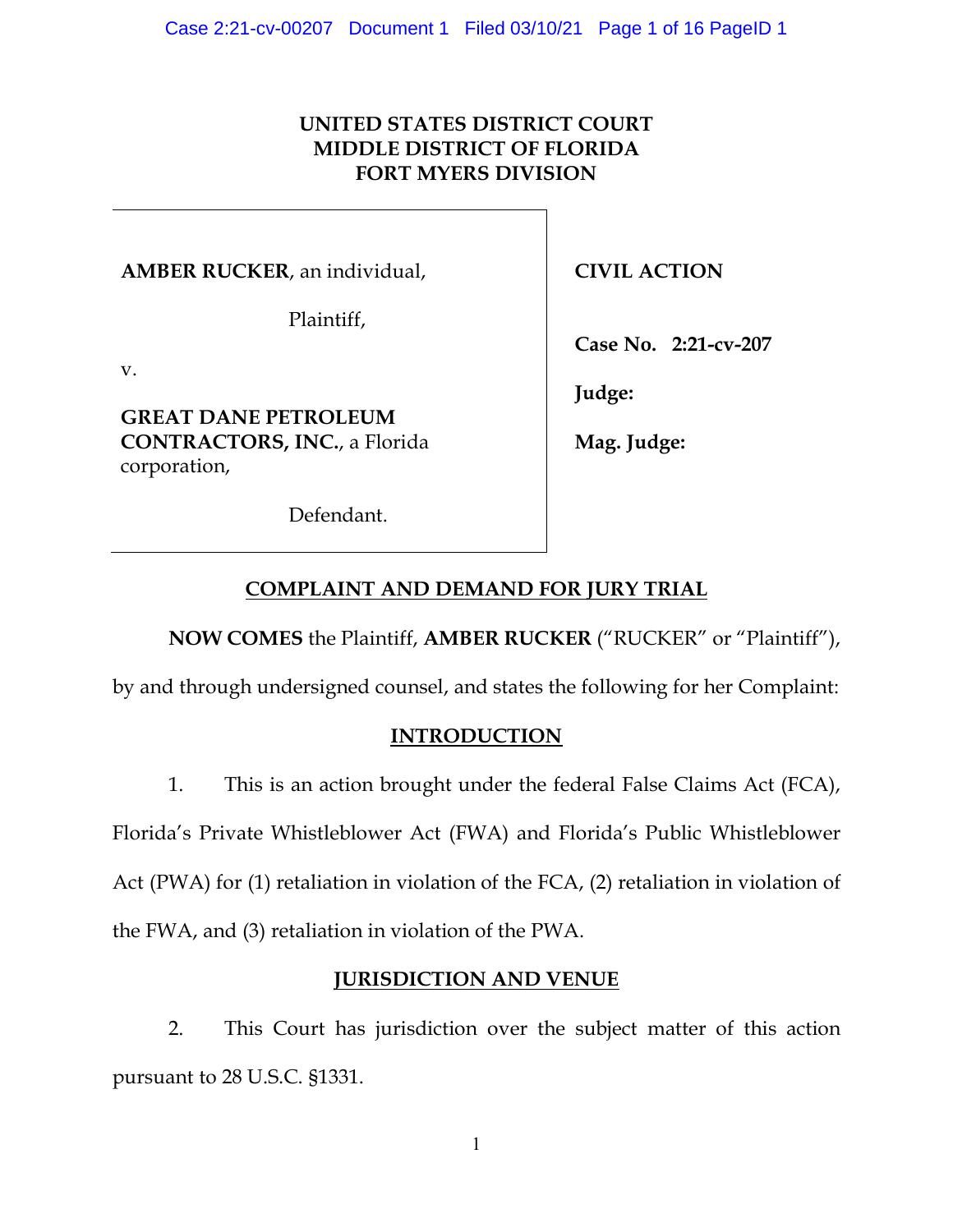**UNITED STATES DISTRICT COURT**
**MIDDLE DISTRICT OF FLORIDA**
**FORT MYERS DIVISION**

| | |
|---|---|
| **AMBER RUCKER**, an individual, | **CIVIL ACTION** |
| Plaintiff, | |
| v. | **Case No. 2:21-cv-207** |
| | **Judge:** |
| **GREAT DANE PETROLEUM CONTRACTORS, INC.**, a Florida corporation, | **Mag. Judge:** |
| Defendant. | |

## COMPLAINT AND DEMAND FOR JURY TRIAL

**NOW COMES** the Plaintiff, **AMBER RUCKER** ("RUCKER" or "Plaintiff"), by and through undersigned counsel, and states the following for her Complaint:

## INTRODUCTION

1. This is an action brought under the federal False Claims Act (FCA), Florida's Private Whistleblower Act (FWA) and Florida's Public Whistleblower Act (PWA) for (1) retaliation in violation of the FCA, (2) retaliation in violation of the FWA, and (3) retaliation in violation of the PWA.

## JURISDICTION AND VENUE

2. This Court has jurisdiction over the subject matter of this action pursuant to 28 U.S.C. §1331.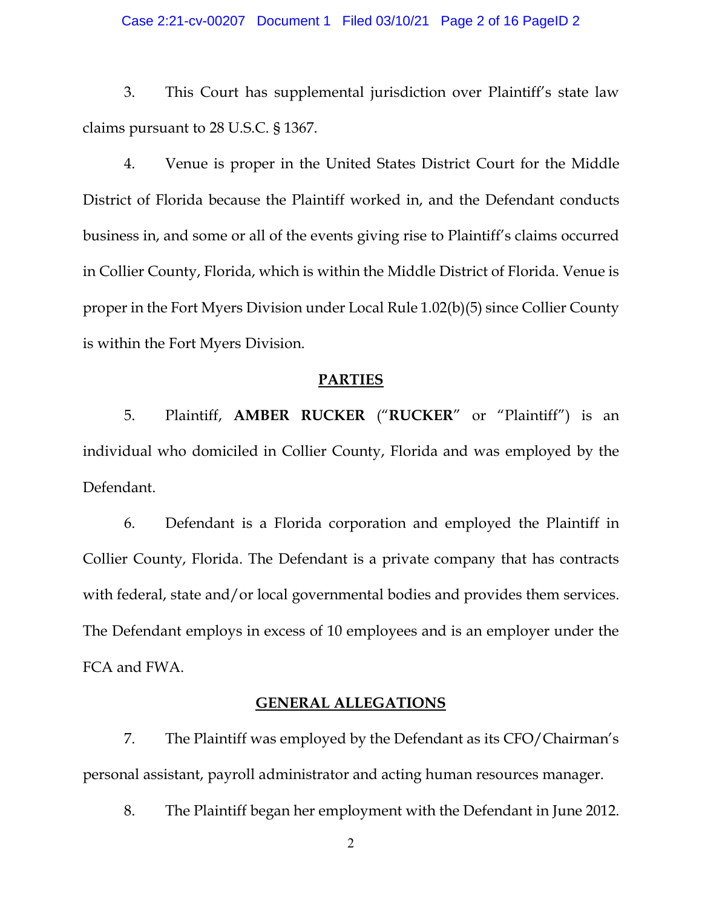3. This Court has supplemental jurisdiction over Plaintiff's state law claims pursuant to 28 U.S.C. § 1367.

4. Venue is proper in the United States District Court for the Middle District of Florida because the Plaintiff worked in, and the Defendant conducts business in, and some or all of the events giving rise to Plaintiff's claims occurred in Collier County, Florida, which is within the Middle District of Florida. Venue is proper in the Fort Myers Division under Local Rule 1.02(b)(5) since Collier County is within the Fort Myers Division.

## PARTIES

5. Plaintiff, **AMBER RUCKER** ("**RUCKER**" or "Plaintiff") is an individual who domiciled in Collier County, Florida and was employed by the Defendant.

6. Defendant is a Florida corporation and employed the Plaintiff in Collier County, Florida. The Defendant is a private company that has contracts with federal, state and/or local governmental bodies and provides them services. The Defendant employs in excess of 10 employees and is an employer under the FCA and FWA.

## GENERAL ALLEGATIONS

7. The Plaintiff was employed by the Defendant as its CFO/Chairman's personal assistant, payroll administrator and acting human resources manager.

8. The Plaintiff began her employment with the Defendant in June 2012.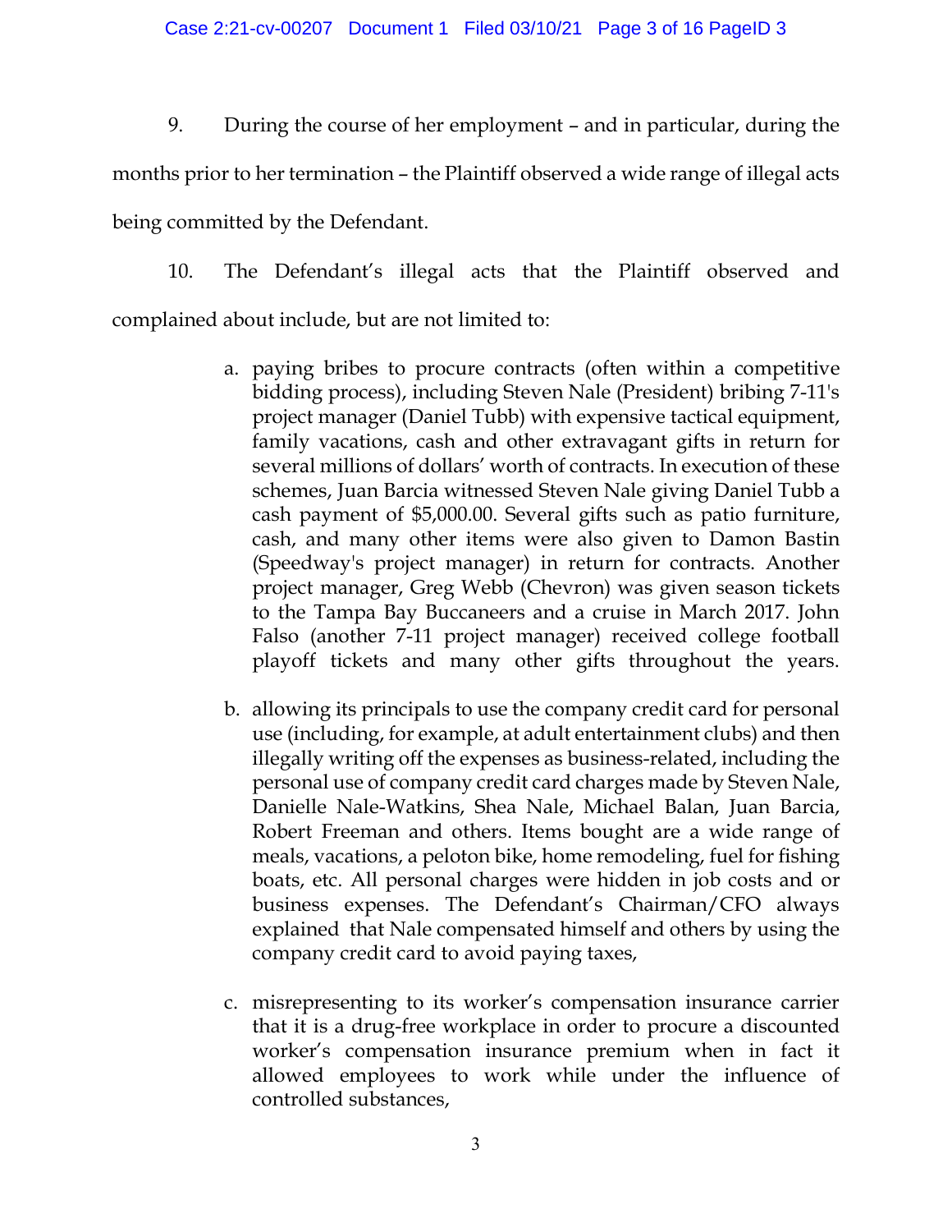9. During the course of her employment – and in particular, during the months prior to her termination – the Plaintiff observed a wide range of illegal acts being committed by the Defendant.

10. The Defendant's illegal acts that the Plaintiff observed and complained about include, but are not limited to:

a. paying bribes to procure contracts (often within a competitive bidding process), including Steven Nale (President) bribing 7-11's project manager (Daniel Tubb) with expensive tactical equipment, family vacations, cash and other extravagant gifts in return for several millions of dollars' worth of contracts. In execution of these schemes, Juan Barcia witnessed Steven Nale giving Daniel Tubb a cash payment of $5,000.00. Several gifts such as patio furniture, cash, and many other items were also given to Damon Bastin (Speedway's project manager) in return for contracts. Another project manager, Greg Webb (Chevron) was given season tickets to the Tampa Bay Buccaneers and a cruise in March 2017. John Falso (another 7-11 project manager) received college football playoff tickets and many other gifts throughout the years.

b. allowing its principals to use the company credit card for personal use (including, for example, at adult entertainment clubs) and then illegally writing off the expenses as business-related, including the personal use of company credit card charges made by Steven Nale, Danielle Nale-Watkins, Shea Nale, Michael Balan, Juan Barcia, Robert Freeman and others. Items bought are a wide range of meals, vacations, a peloton bike, home remodeling, fuel for fishing boats, etc. All personal charges were hidden in job costs and or business expenses. The Defendant's Chairman/CFO always explained that Nale compensated himself and others by using the company credit card to avoid paying taxes,

c. misrepresenting to its worker's compensation insurance carrier that it is a drug-free workplace in order to procure a discounted worker's compensation insurance premium when in fact it allowed employees to work while under the influence of controlled substances,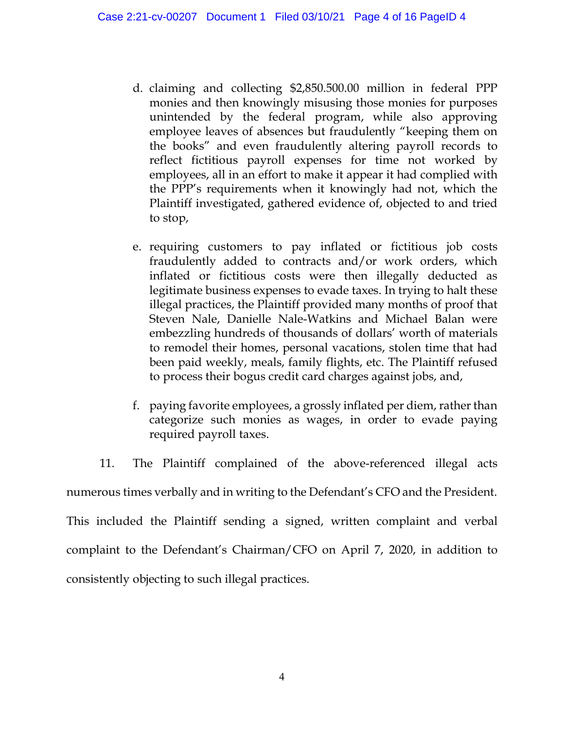d. claiming and collecting $2,850.500.00 million in federal PPP monies and then knowingly misusing those monies for purposes unintended by the federal program, while also approving employee leaves of absences but fraudulently "keeping them on the books" and even fraudulently altering payroll records to reflect fictitious payroll expenses for time not worked by employees, all in an effort to make it appear it had complied with the PPP's requirements when it knowingly had not, which the Plaintiff investigated, gathered evidence of, objected to and tried to stop,

e. requiring customers to pay inflated or fictitious job costs fraudulently added to contracts and/or work orders, which inflated or fictitious costs were then illegally deducted as legitimate business expenses to evade taxes. In trying to halt these illegal practices, the Plaintiff provided many months of proof that Steven Nale, Danielle Nale-Watkins and Michael Balan were embezzling hundreds of thousands of dollars' worth of materials to remodel their homes, personal vacations, stolen time that had been paid weekly, meals, family flights, etc. The Plaintiff refused to process their bogus credit card charges against jobs, and,

f. paying favorite employees, a grossly inflated per diem, rather than categorize such monies as wages, in order to evade paying required payroll taxes.

11. The Plaintiff complained of the above-referenced illegal acts numerous times verbally and in writing to the Defendant's CFO and the President. This included the Plaintiff sending a signed, written complaint and verbal complaint to the Defendant's Chairman/CFO on April 7, 2020, in addition to consistently objecting to such illegal practices.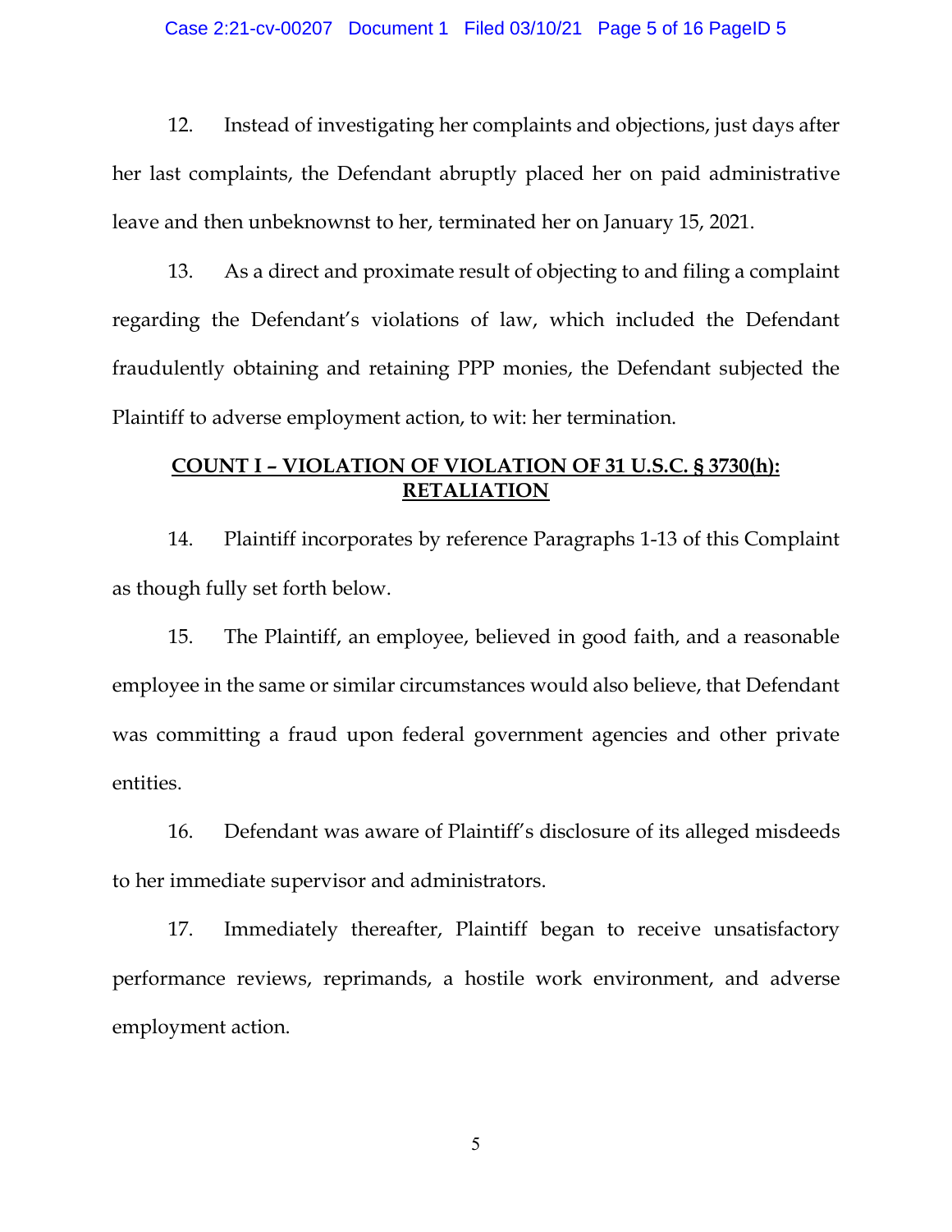12. Instead of investigating her complaints and objections, just days after her last complaints, the Defendant abruptly placed her on paid administrative leave and then unbeknownst to her, terminated her on January 15, 2021.

13. As a direct and proximate result of objecting to and filing a complaint regarding the Defendant's violations of law, which included the Defendant fraudulently obtaining and retaining PPP monies, the Defendant subjected the Plaintiff to adverse employment action, to wit: her termination.

## COUNT I – VIOLATION OF VIOLATION OF 31 U.S.C. § 3730(h): RETALIATION

14. Plaintiff incorporates by reference Paragraphs 1-13 of this Complaint as though fully set forth below.

15. The Plaintiff, an employee, believed in good faith, and a reasonable employee in the same or similar circumstances would also believe, that Defendant was committing a fraud upon federal government agencies and other private entities.

16. Defendant was aware of Plaintiff's disclosure of its alleged misdeeds to her immediate supervisor and administrators.

17. Immediately thereafter, Plaintiff began to receive unsatisfactory performance reviews, reprimands, a hostile work environment, and adverse employment action.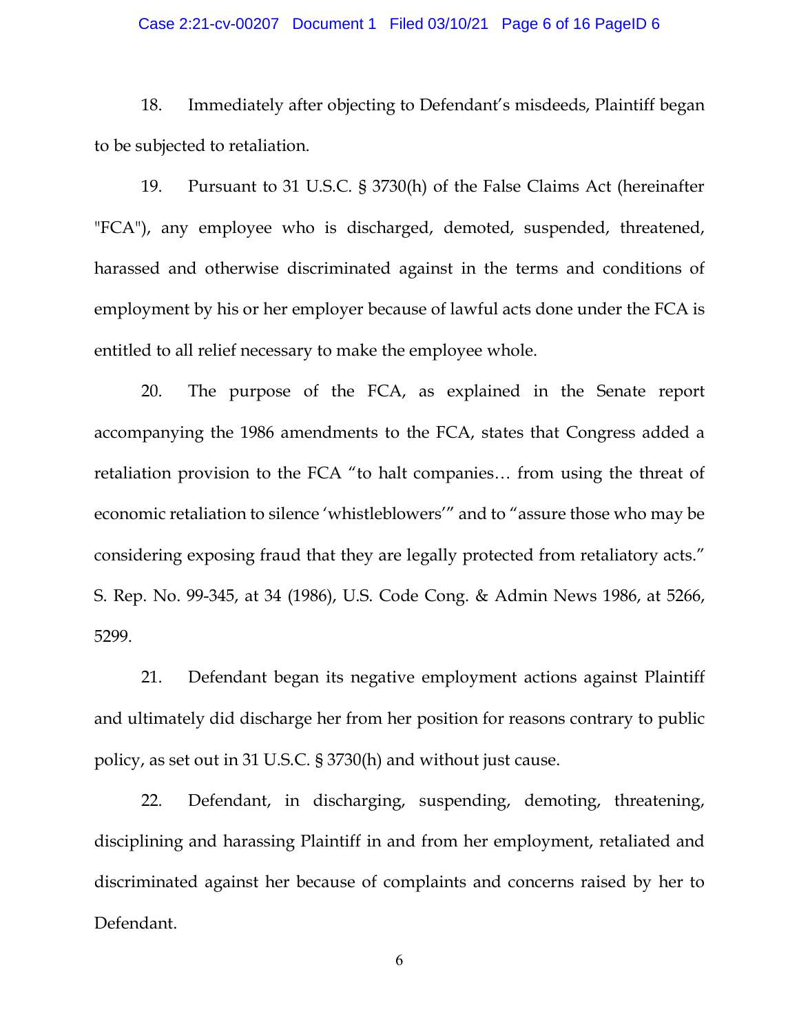18. Immediately after objecting to Defendant's misdeeds, Plaintiff began to be subjected to retaliation.

19. Pursuant to 31 U.S.C. § 3730(h) of the False Claims Act (hereinafter "FCA"), any employee who is discharged, demoted, suspended, threatened, harassed and otherwise discriminated against in the terms and conditions of employment by his or her employer because of lawful acts done under the FCA is entitled to all relief necessary to make the employee whole.

20. The purpose of the FCA, as explained in the Senate report accompanying the 1986 amendments to the FCA, states that Congress added a retaliation provision to the FCA "to halt companies… from using the threat of economic retaliation to silence 'whistleblowers'" and to "assure those who may be considering exposing fraud that they are legally protected from retaliatory acts." S. Rep. No. 99-345, at 34 (1986), U.S. Code Cong. & Admin News 1986, at 5266, 5299.

21. Defendant began its negative employment actions against Plaintiff and ultimately did discharge her from her position for reasons contrary to public policy, as set out in 31 U.S.C. § 3730(h) and without just cause.

22. Defendant, in discharging, suspending, demoting, threatening, disciplining and harassing Plaintiff in and from her employment, retaliated and discriminated against her because of complaints and concerns raised by her to Defendant.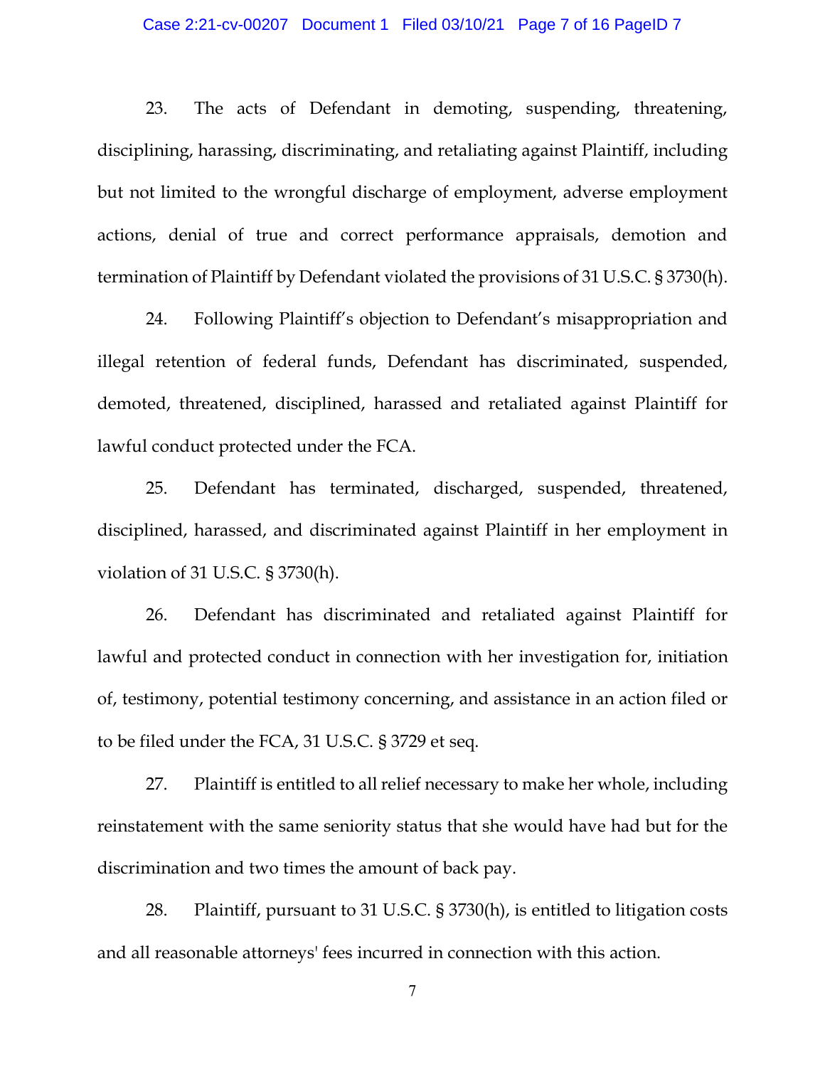23. The acts of Defendant in demoting, suspending, threatening, disciplining, harassing, discriminating, and retaliating against Plaintiff, including but not limited to the wrongful discharge of employment, adverse employment actions, denial of true and correct performance appraisals, demotion and termination of Plaintiff by Defendant violated the provisions of 31 U.S.C. § 3730(h).

24. Following Plaintiff's objection to Defendant's misappropriation and illegal retention of federal funds, Defendant has discriminated, suspended, demoted, threatened, disciplined, harassed and retaliated against Plaintiff for lawful conduct protected under the FCA.

25. Defendant has terminated, discharged, suspended, threatened, disciplined, harassed, and discriminated against Plaintiff in her employment in violation of 31 U.S.C. § 3730(h).

26. Defendant has discriminated and retaliated against Plaintiff for lawful and protected conduct in connection with her investigation for, initiation of, testimony, potential testimony concerning, and assistance in an action filed or to be filed under the FCA, 31 U.S.C. § 3729 et seq.

27. Plaintiff is entitled to all relief necessary to make her whole, including reinstatement with the same seniority status that she would have had but for the discrimination and two times the amount of back pay.

28. Plaintiff, pursuant to 31 U.S.C. § 3730(h), is entitled to litigation costs and all reasonable attorneys' fees incurred in connection with this action.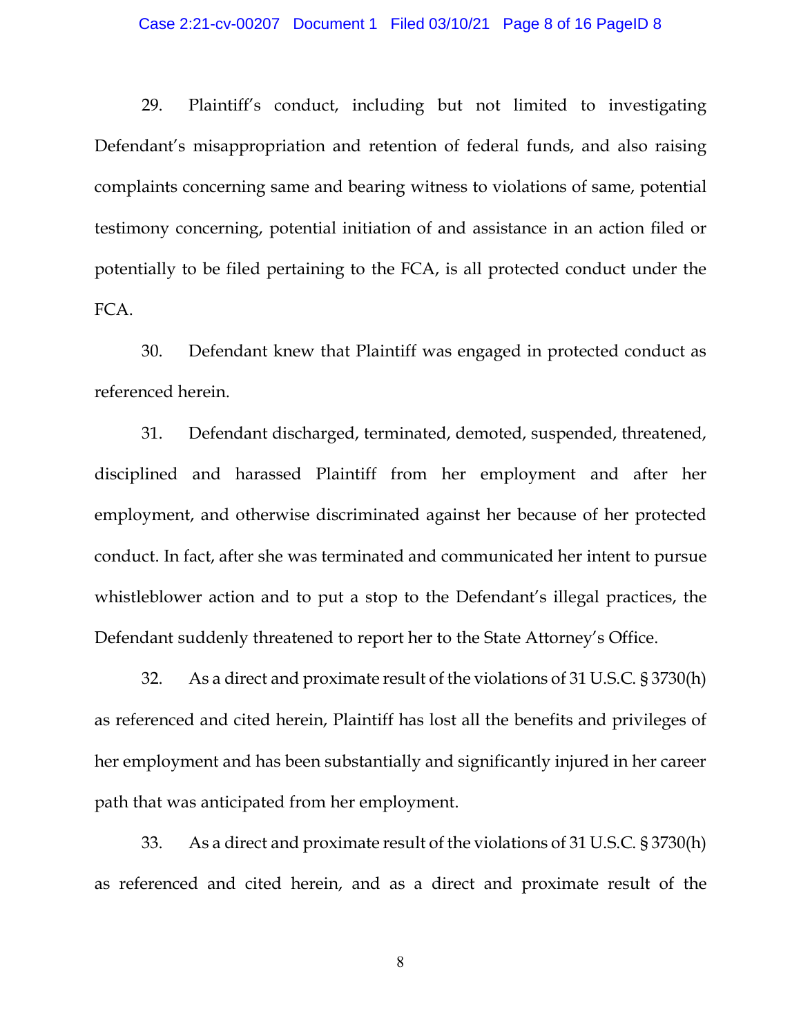29. Plaintiff's conduct, including but not limited to investigating Defendant's misappropriation and retention of federal funds, and also raising complaints concerning same and bearing witness to violations of same, potential testimony concerning, potential initiation of and assistance in an action filed or potentially to be filed pertaining to the FCA, is all protected conduct under the FCA.

30. Defendant knew that Plaintiff was engaged in protected conduct as referenced herein.

31. Defendant discharged, terminated, demoted, suspended, threatened, disciplined and harassed Plaintiff from her employment and after her employment, and otherwise discriminated against her because of her protected conduct. In fact, after she was terminated and communicated her intent to pursue whistleblower action and to put a stop to the Defendant's illegal practices, the Defendant suddenly threatened to report her to the State Attorney's Office.

32. As a direct and proximate result of the violations of 31 U.S.C. § 3730(h) as referenced and cited herein, Plaintiff has lost all the benefits and privileges of her employment and has been substantially and significantly injured in her career path that was anticipated from her employment.

33. As a direct and proximate result of the violations of 31 U.S.C. § 3730(h) as referenced and cited herein, and as a direct and proximate result of the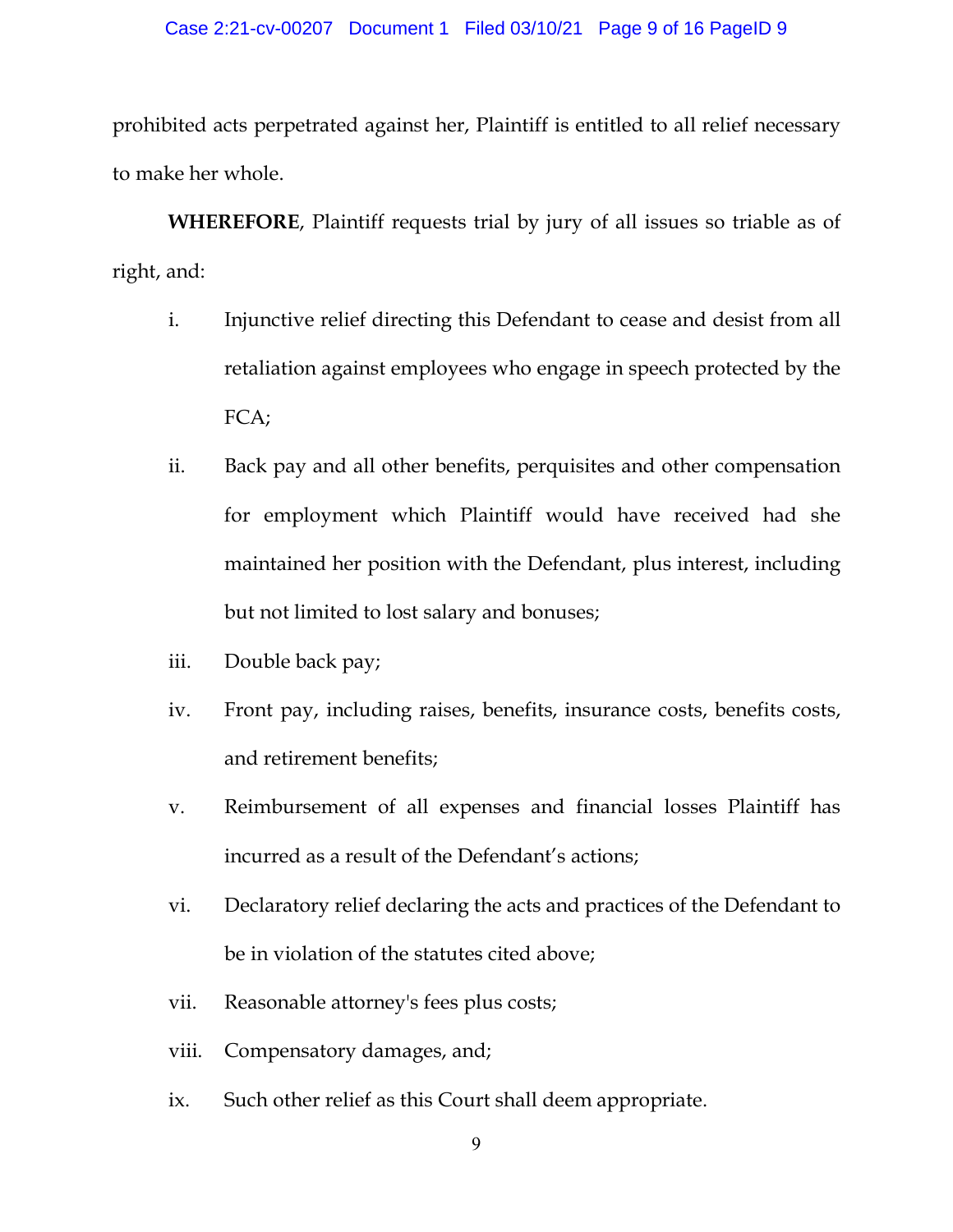prohibited acts perpetrated against her, Plaintiff is entitled to all relief necessary to make her whole.

**WHEREFORE**, Plaintiff requests trial by jury of all issues so triable as of right, and:

i. Injunctive relief directing this Defendant to cease and desist from all retaliation against employees who engage in speech protected by the FCA;

ii. Back pay and all other benefits, perquisites and other compensation for employment which Plaintiff would have received had she maintained her position with the Defendant, plus interest, including but not limited to lost salary and bonuses;

iii. Double back pay;

iv. Front pay, including raises, benefits, insurance costs, benefits costs, and retirement benefits;

v. Reimbursement of all expenses and financial losses Plaintiff has incurred as a result of the Defendant's actions;

vi. Declaratory relief declaring the acts and practices of the Defendant to be in violation of the statutes cited above;

vii. Reasonable attorney's fees plus costs;

viii. Compensatory damages, and;

ix. Such other relief as this Court shall deem appropriate.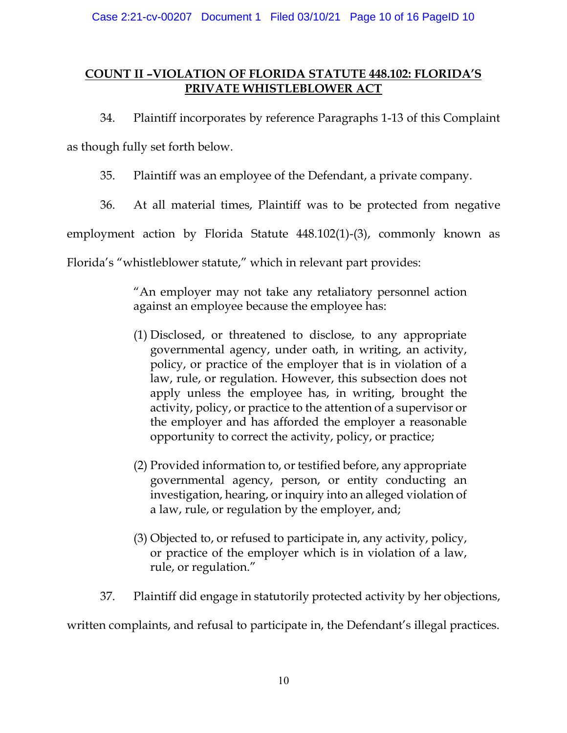## **COUNT II –VIOLATION OF FLORIDA STATUTE 448.102: FLORIDA'S PRIVATE WHISTLEBLOWER ACT**

34. Plaintiff incorporates by reference Paragraphs 1-13 of this Complaint as though fully set forth below.

35. Plaintiff was an employee of the Defendant, a private company.

36. At all material times, Plaintiff was to be protected from negative employment action by Florida Statute 448.102(1)-(3), commonly known as Florida's "whistleblower statute," which in relevant part provides:

> "An employer may not take any retaliatory personnel action against an employee because the employee has:
>
> (1) Disclosed, or threatened to disclose, to any appropriate governmental agency, under oath, in writing, an activity, policy, or practice of the employer that is in violation of a law, rule, or regulation. However, this subsection does not apply unless the employee has, in writing, brought the activity, policy, or practice to the attention of a supervisor or the employer and has afforded the employer a reasonable opportunity to correct the activity, policy, or practice;
>
> (2) Provided information to, or testified before, any appropriate governmental agency, person, or entity conducting an investigation, hearing, or inquiry into an alleged violation of a law, rule, or regulation by the employer, and;
>
> (3) Objected to, or refused to participate in, any activity, policy, or practice of the employer which is in violation of a law, rule, or regulation."

37. Plaintiff did engage in statutorily protected activity by her objections, written complaints, and refusal to participate in, the Defendant's illegal practices.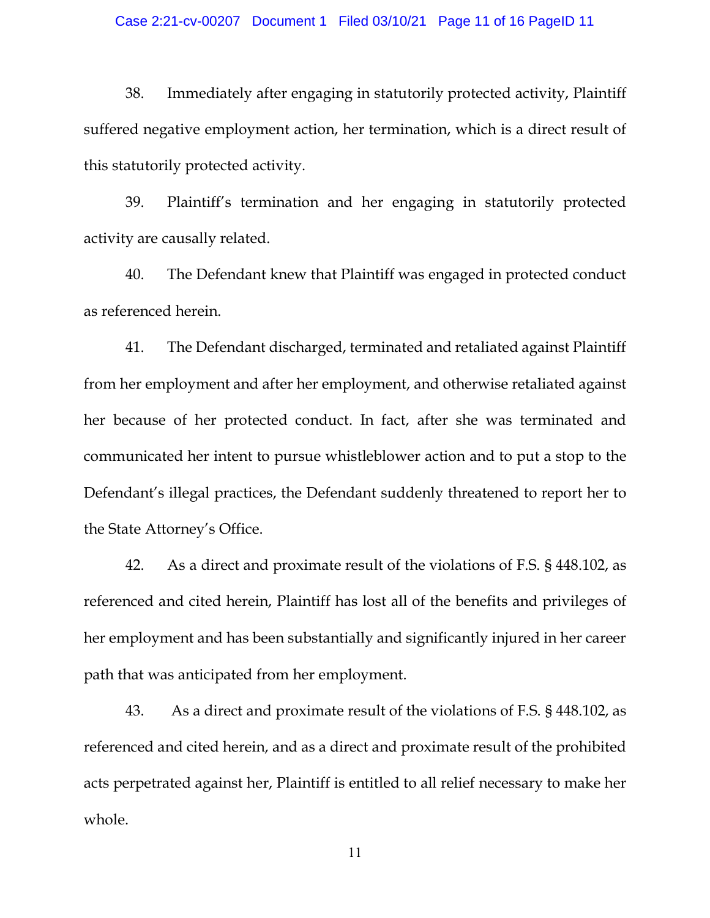38. Immediately after engaging in statutorily protected activity, Plaintiff suffered negative employment action, her termination, which is a direct result of this statutorily protected activity.

39. Plaintiff's termination and her engaging in statutorily protected activity are causally related.

40. The Defendant knew that Plaintiff was engaged in protected conduct as referenced herein.

41. The Defendant discharged, terminated and retaliated against Plaintiff from her employment and after her employment, and otherwise retaliated against her because of her protected conduct. In fact, after she was terminated and communicated her intent to pursue whistleblower action and to put a stop to the Defendant's illegal practices, the Defendant suddenly threatened to report her to the State Attorney's Office.

42. As a direct and proximate result of the violations of F.S. § 448.102, as referenced and cited herein, Plaintiff has lost all of the benefits and privileges of her employment and has been substantially and significantly injured in her career path that was anticipated from her employment.

43. As a direct and proximate result of the violations of F.S. § 448.102, as referenced and cited herein, and as a direct and proximate result of the prohibited acts perpetrated against her, Plaintiff is entitled to all relief necessary to make her whole.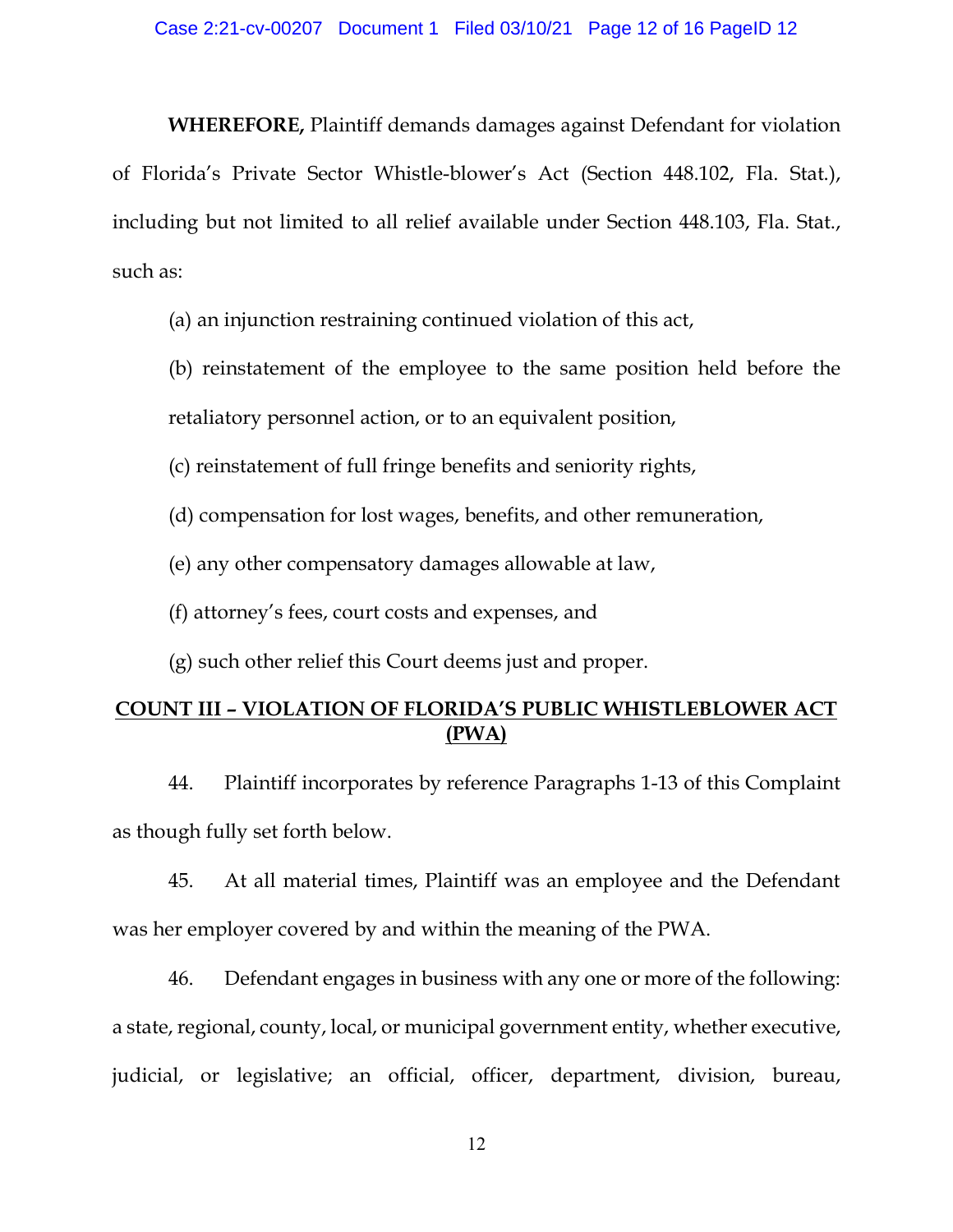**WHEREFORE,** Plaintiff demands damages against Defendant for violation of Florida's Private Sector Whistle-blower's Act (Section 448.102, Fla. Stat.), including but not limited to all relief available under Section 448.103, Fla. Stat., such as:

(a) an injunction restraining continued violation of this act,

(b) reinstatement of the employee to the same position held before the retaliatory personnel action, or to an equivalent position,

(c) reinstatement of full fringe benefits and seniority rights,

(d) compensation for lost wages, benefits, and other remuneration,

(e) any other compensatory damages allowable at law,

(f) attorney's fees, court costs and expenses, and

(g) such other relief this Court deems just and proper.

## <u>COUNT III – VIOLATION OF FLORIDA'S PUBLIC WHISTLEBLOWER ACT (PWA)</u>

44. Plaintiff incorporates by reference Paragraphs 1-13 of this Complaint as though fully set forth below.

45. At all material times, Plaintiff was an employee and the Defendant was her employer covered by and within the meaning of the PWA.

46. Defendant engages in business with any one or more of the following: a state, regional, county, local, or municipal government entity, whether executive, judicial, or legislative; an official, officer, department, division, bureau,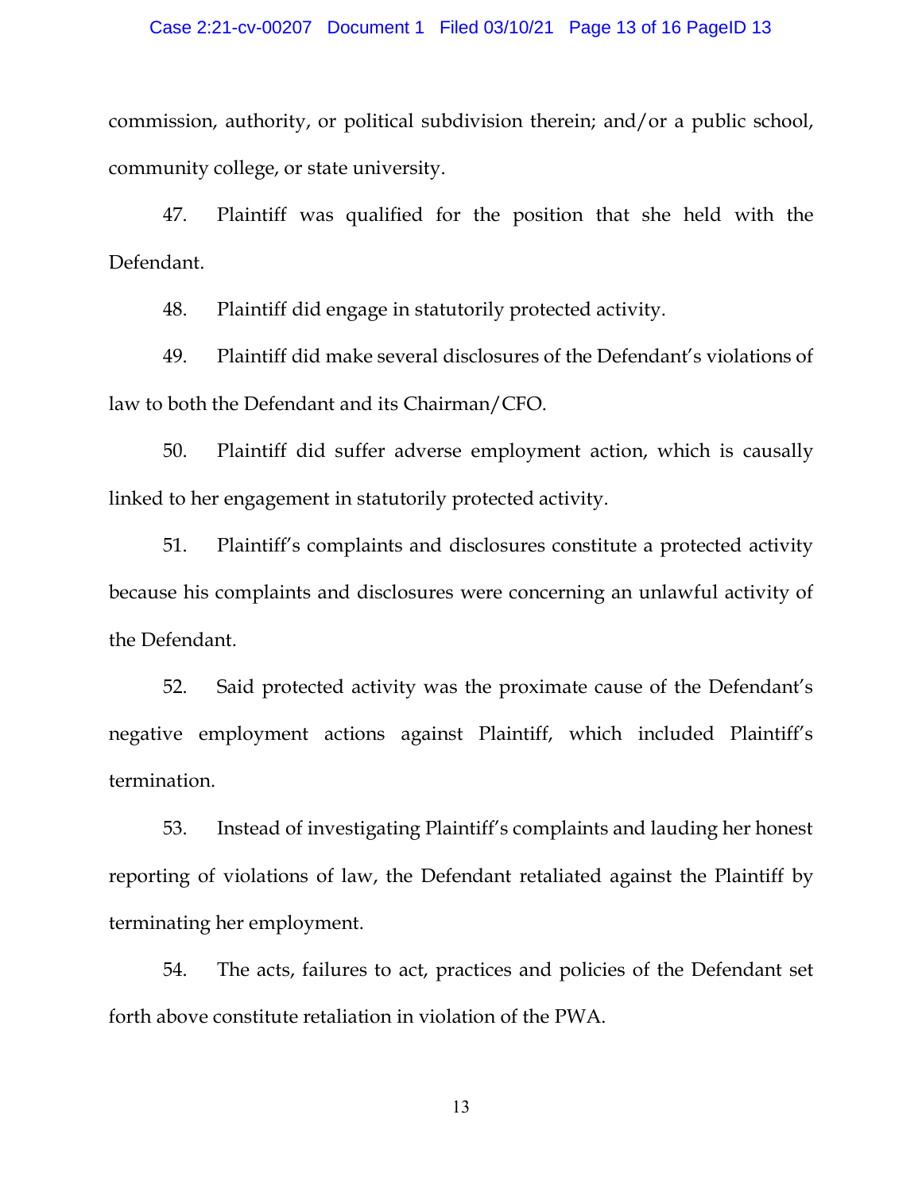commission, authority, or political subdivision therein; and/or a public school, community college, or state university.

47. Plaintiff was qualified for the position that she held with the Defendant.

48. Plaintiff did engage in statutorily protected activity.

49. Plaintiff did make several disclosures of the Defendant's violations of law to both the Defendant and its Chairman/CFO.

50. Plaintiff did suffer adverse employment action, which is causally linked to her engagement in statutorily protected activity.

51. Plaintiff's complaints and disclosures constitute a protected activity because his complaints and disclosures were concerning an unlawful activity of the Defendant.

52. Said protected activity was the proximate cause of the Defendant's negative employment actions against Plaintiff, which included Plaintiff's termination.

53. Instead of investigating Plaintiff's complaints and lauding her honest reporting of violations of law, the Defendant retaliated against the Plaintiff by terminating her employment.

54. The acts, failures to act, practices and policies of the Defendant set forth above constitute retaliation in violation of the PWA.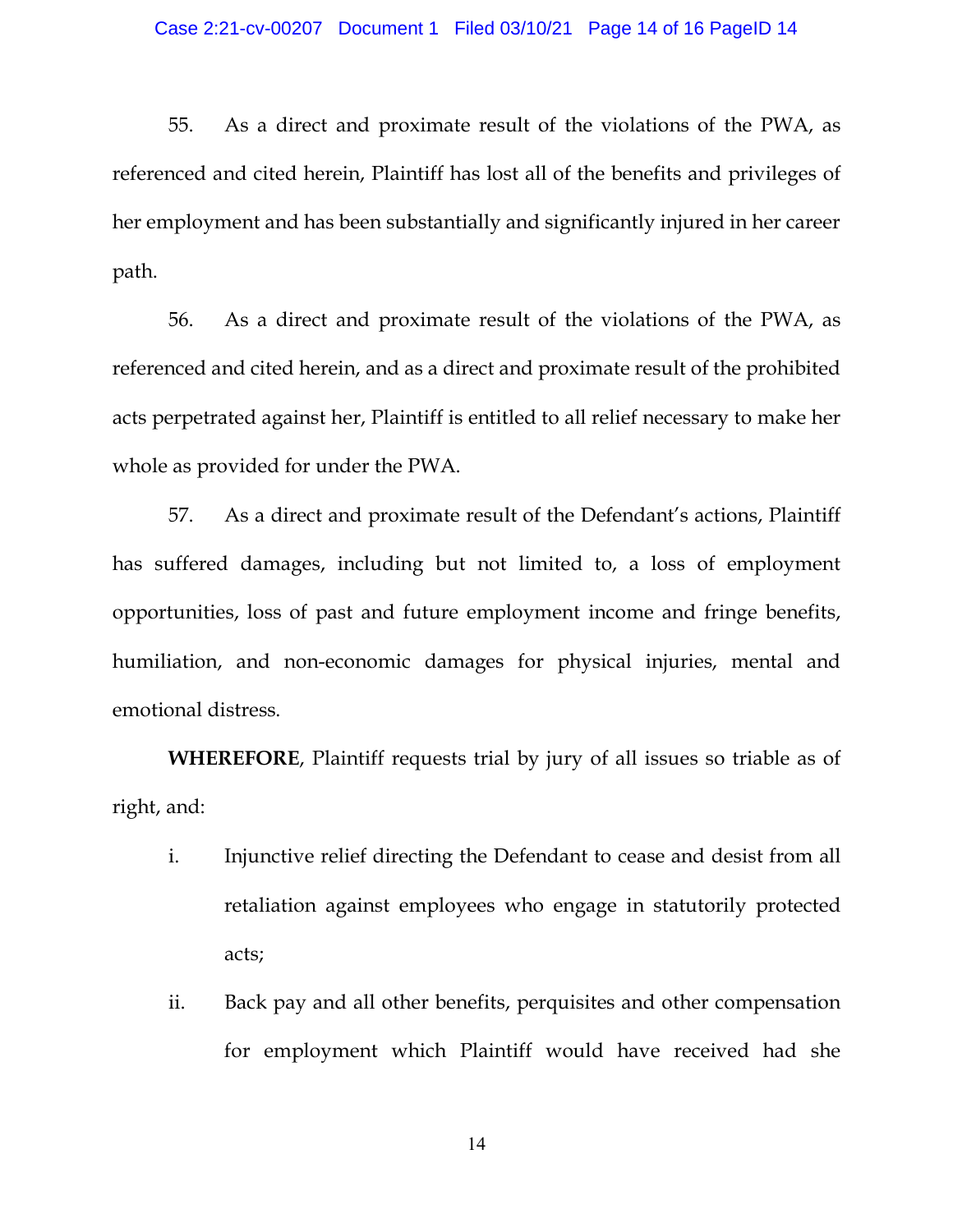55. As a direct and proximate result of the violations of the PWA, as referenced and cited herein, Plaintiff has lost all of the benefits and privileges of her employment and has been substantially and significantly injured in her career path.

56. As a direct and proximate result of the violations of the PWA, as referenced and cited herein, and as a direct and proximate result of the prohibited acts perpetrated against her, Plaintiff is entitled to all relief necessary to make her whole as provided for under the PWA.

57. As a direct and proximate result of the Defendant's actions, Plaintiff has suffered damages, including but not limited to, a loss of employment opportunities, loss of past and future employment income and fringe benefits, humiliation, and non-economic damages for physical injuries, mental and emotional distress.

**WHEREFORE**, Plaintiff requests trial by jury of all issues so triable as of right, and:

i. Injunctive relief directing the Defendant to cease and desist from all retaliation against employees who engage in statutorily protected acts;

ii. Back pay and all other benefits, perquisites and other compensation for employment which Plaintiff would have received had she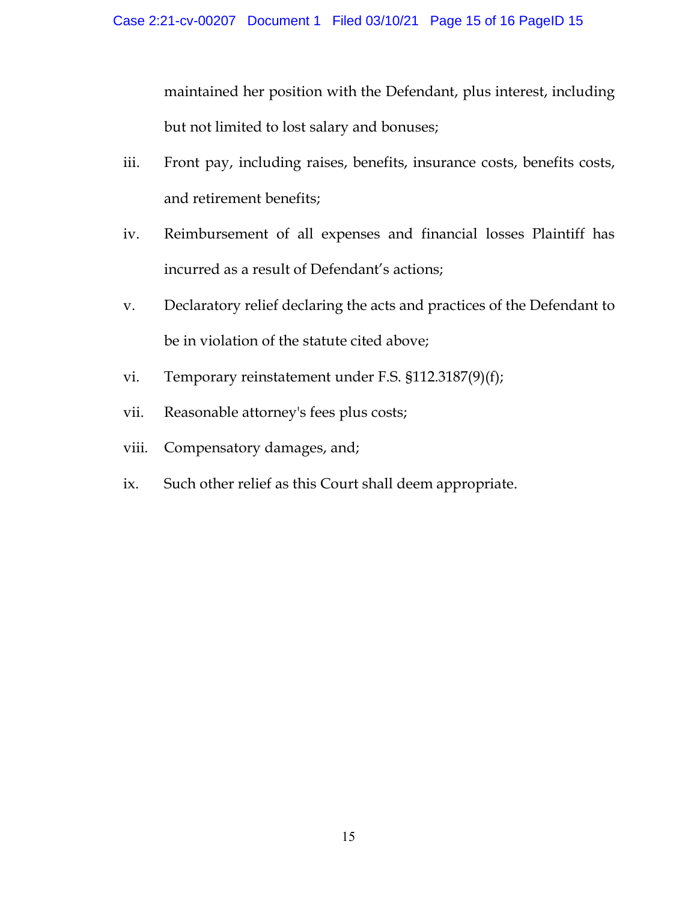maintained her position with the Defendant, plus interest, including but not limited to lost salary and bonuses;

iii. Front pay, including raises, benefits, insurance costs, benefits costs, and retirement benefits;

iv. Reimbursement of all expenses and financial losses Plaintiff has incurred as a result of Defendant's actions;

v. Declaratory relief declaring the acts and practices of the Defendant to be in violation of the statute cited above;

vi. Temporary reinstatement under F.S. §112.3187(9)(f);

vii. Reasonable attorney's fees plus costs;

viii. Compensatory damages, and;

ix. Such other relief as this Court shall deem appropriate.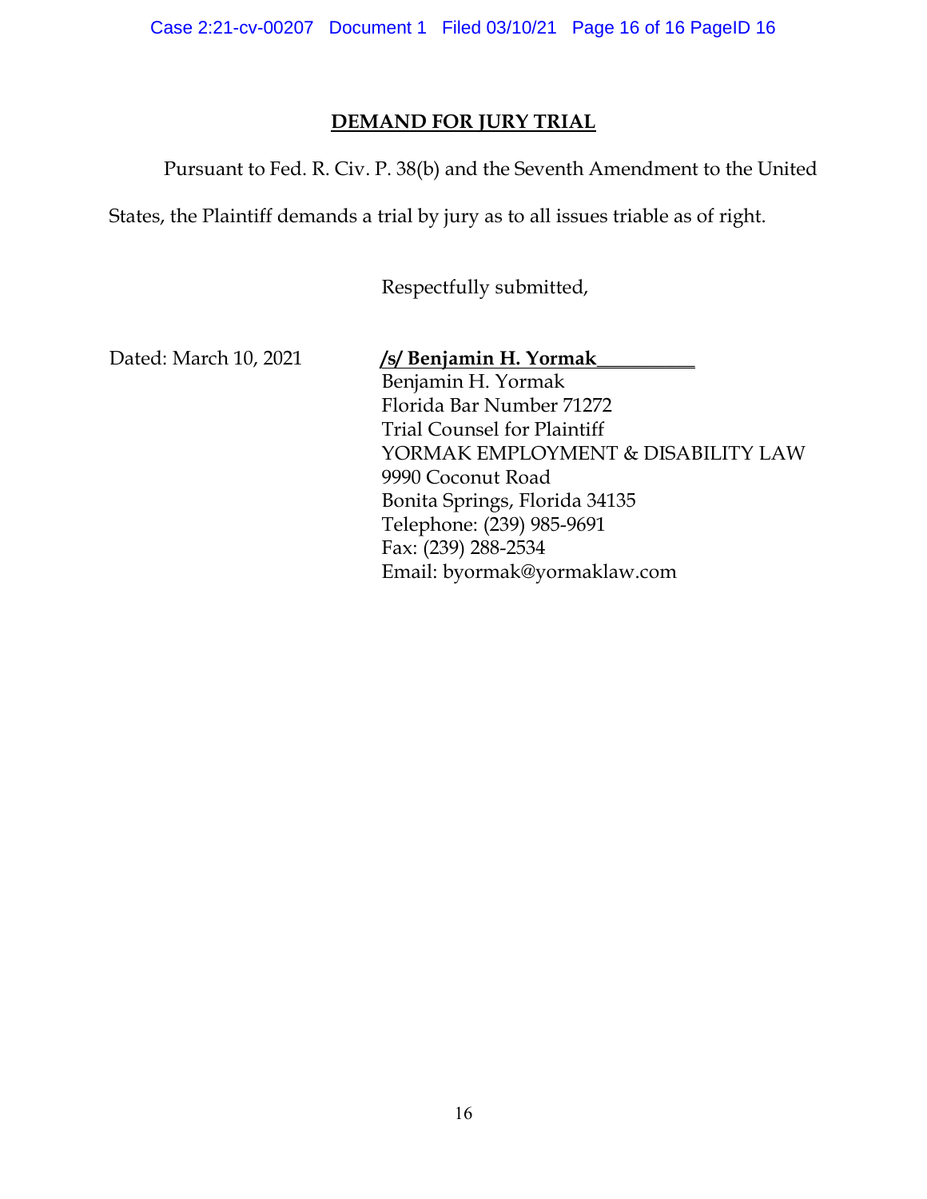## DEMAND FOR JURY TRIAL

Pursuant to Fed. R. Civ. P. 38(b) and the Seventh Amendment to the United States, the Plaintiff demands a trial by jury as to all issues triable as of right.

Respectfully submitted,

Dated: March 10, 2021

**/s/ Benjamin H. Yormak**
Benjamin H. Yormak
Florida Bar Number 71272
Trial Counsel for Plaintiff
YORMAK EMPLOYMENT & DISABILITY LAW
9990 Coconut Road
Bonita Springs, Florida 34135
Telephone: (239) 985-9691
Fax: (239) 288-2534
Email: byormak@yormaklaw.com